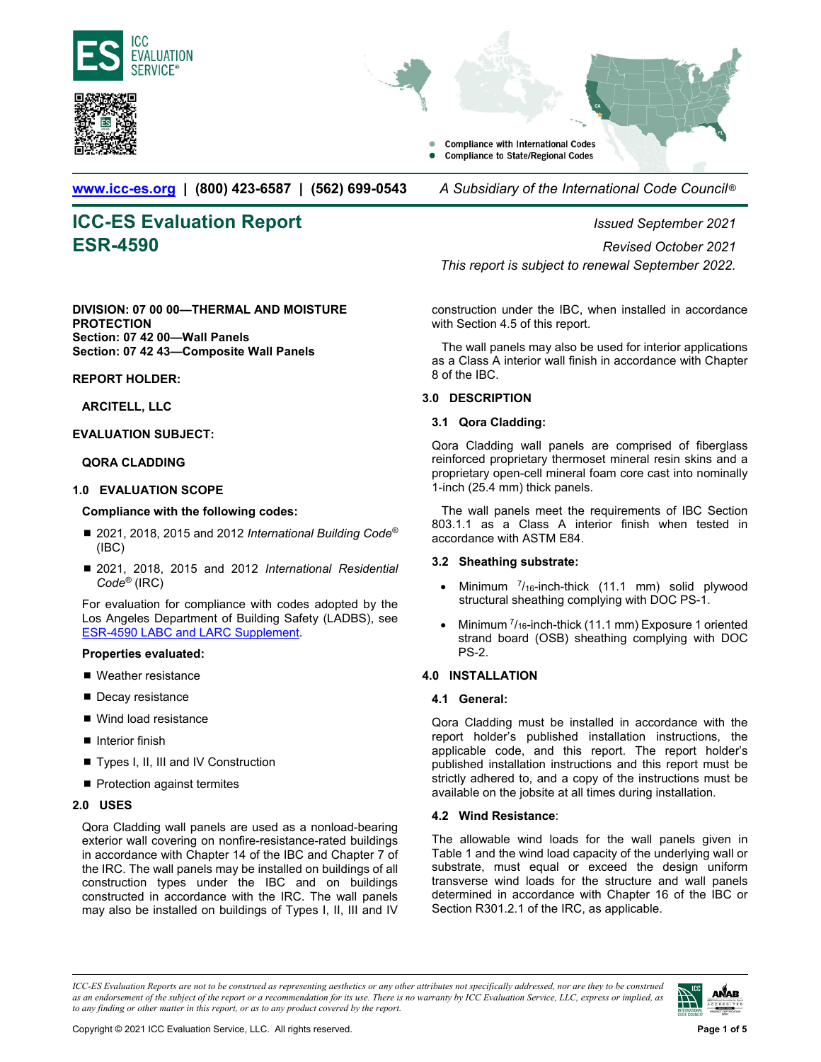ICC EVALUATION SERVICE®

- Compliance with International Codes
- Compliance to State/Regional Codes

www.icc-es.org | (800) 423-6587 | (562) 699-0543 *A Subsidiary of the International Code Council®*

# ICC-ES Evaluation Report ESR-4590

*Issued September 2021*

*Revised October 2021*

*This report is subject to renewal September 2022.*

**DIVISION: 07 00 00—THERMAL AND MOISTURE PROTECTION**
**Section: 07 42 00—Wall Panels**
**Section: 07 42 43—Composite Wall Panels**

**REPORT HOLDER:**

**ARCITELL, LLC**

**EVALUATION SUBJECT:**

**QORA CLADDING**

## 1.0 EVALUATION SCOPE

**Compliance with the following codes:**

- 2021, 2018, 2015 and 2012 *International Building Code®* (IBC)
- 2021, 2018, 2015 and 2012 *International Residential Code®* (IRC)

For evaluation for compliance with codes adopted by the Los Angeles Department of Building Safety (LADBS), see ESR-4590 LABC and LARC Supplement.

**Properties evaluated:**

- Weather resistance
- Decay resistance
- Wind load resistance
- Interior finish
- Types I, II, III and IV Construction
- Protection against termites

## 2.0 USES

Qora Cladding wall panels are used as a nonload-bearing exterior wall covering on nonfire-resistance-rated buildings in accordance with Chapter 14 of the IBC and Chapter 7 of the IRC. The wall panels may be installed on buildings of all construction types under the IBC and on buildings constructed in accordance with the IRC. The wall panels may also be installed on buildings of Types I, II, III and IV construction under the IBC, when installed in accordance with Section 4.5 of this report.

The wall panels may also be used for interior applications as a Class A interior wall finish in accordance with Chapter 8 of the IBC.

## 3.0 DESCRIPTION

### 3.1 Qora Cladding:

Qora Cladding wall panels are comprised of fiberglass reinforced proprietary thermoset mineral resin skins and a proprietary open-cell mineral foam core cast into nominally 1-inch (25.4 mm) thick panels.

The wall panels meet the requirements of IBC Section 803.1.1 as a Class A interior finish when tested in accordance with ASTM E84.

### 3.2 Sheathing substrate:

- Minimum $^{7}/_{16}$-inch-thick (11.1 mm) solid plywood structural sheathing complying with DOC PS-1.
- Minimum $^{7}/_{16}$-inch-thick (11.1 mm) Exposure 1 oriented strand board (OSB) sheathing complying with DOC PS-2.

## 4.0 INSTALLATION

### 4.1 General:

Qora Cladding must be installed in accordance with the report holder's published installation instructions, the applicable code, and this report. The report holder's published installation instructions and this report must be strictly adhered to, and a copy of the instructions must be available on the jobsite at all times during installation.

### 4.2 Wind Resistance:

The allowable wind loads for the wall panels given in Table 1 and the wind load capacity of the underlying wall or substrate, must equal or exceed the design uniform transverse wind loads for the structure and wall panels determined in accordance with Chapter 16 of the IBC or Section R301.2.1 of the IRC, as applicable.

*ICC-ES Evaluation Reports are not to be construed as representing aesthetics or any other attributes not specifically addressed, nor are they to be construed as an endorsement of the subject of the report or a recommendation for its use. There is no warranty by ICC Evaluation Service, LLC, express or implied, as to any finding or other matter in this report, or as to any product covered by the report.*

Copyright © 2021 ICC Evaluation Service, LLC. All rights reserved.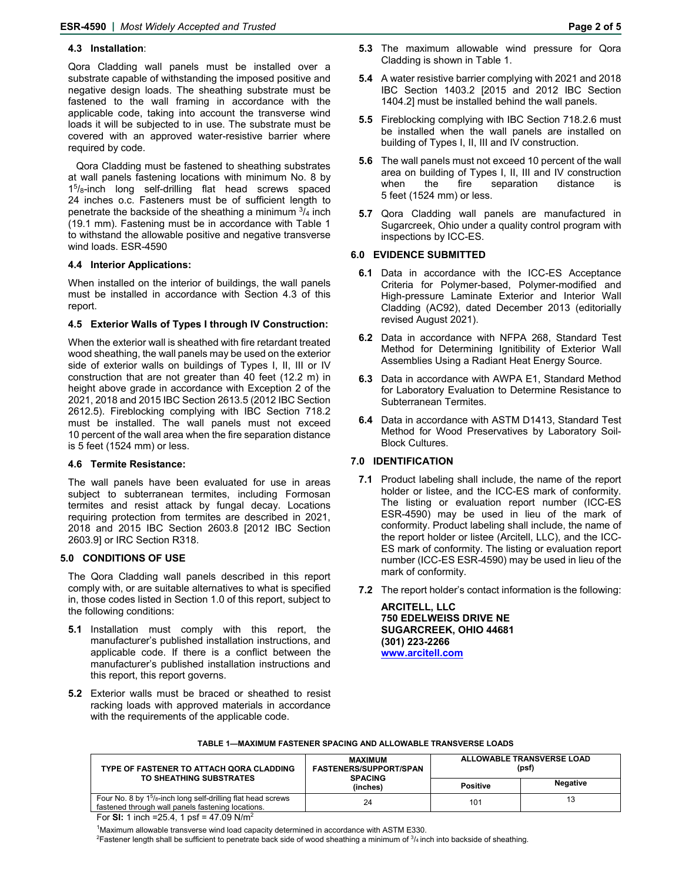### 4.3 Installation:

Qora Cladding wall panels must be installed over a substrate capable of withstanding the imposed positive and negative design loads. The sheathing substrate must be fastened to the wall framing in accordance with the applicable code, taking into account the transverse wind loads it will be subjected to in use. The substrate must be covered with an approved water-resistive barrier where required by code.

Qora Cladding must be fastened to sheathing substrates at wall panels fastening locations with minimum No. 8 by $1^5/_8$-inch long self-drilling flat head screws spaced 24 inches o.c. Fasteners must be of sufficient length to penetrate the backside of the sheathing a minimum $^3/_4$ inch (19.1 mm). Fastening must be in accordance with Table 1 to withstand the allowable positive and negative transverse wind loads. ESR-4590

### 4.4 Interior Applications:

When installed on the interior of buildings, the wall panels must be installed in accordance with Section 4.3 of this report.

### 4.5 Exterior Walls of Types I through IV Construction:

When the exterior wall is sheathed with fire retardant treated wood sheathing, the wall panels may be used on the exterior side of exterior walls on buildings of Types I, II, III or IV construction that are not greater than 40 feet (12.2 m) in height above grade in accordance with Exception 2 of the 2021, 2018 and 2015 IBC Section 2613.5 (2012 IBC Section 2612.5). Fireblocking complying with IBC Section 718.2 must be installed. The wall panels must not exceed 10 percent of the wall area when the fire separation distance is 5 feet (1524 mm) or less.

### 4.6 Termite Resistance:

The wall panels have been evaluated for use in areas subject to subterranean termites, including Formosan termites and resist attack by fungal decay. Locations requiring protection from termites are described in 2021, 2018 and 2015 IBC Section 2603.8 [2012 IBC Section 2603.9] or IRC Section R318.

## 5.0 CONDITIONS OF USE

The Qora Cladding wall panels described in this report comply with, or are suitable alternatives to what is specified in, those codes listed in Section 1.0 of this report, subject to the following conditions:

**5.1** Installation must comply with this report, the manufacturer's published installation instructions, and applicable code. If there is a conflict between the manufacturer's published installation instructions and this report, this report governs.

**5.2** Exterior walls must be braced or sheathed to resist racking loads with approved materials in accordance with the requirements of the applicable code.

**5.3** The maximum allowable wind pressure for Qora Cladding is shown in Table 1.

**5.4** A water resistive barrier complying with 2021 and 2018 IBC Section 1403.2 [2015 and 2012 IBC Section 1404.2] must be installed behind the wall panels.

**5.5** Fireblocking complying with IBC Section 718.2.6 must be installed when the wall panels are installed on building of Types I, II, III and IV construction.

**5.6** The wall panels must not exceed 10 percent of the wall area on building of Types I, II, III and IV construction when the fire separation distance is 5 feet (1524 mm) or less.

**5.7** Qora Cladding wall panels are manufactured in Sugarcreek, Ohio under a quality control program with inspections by ICC-ES.

## 6.0 EVIDENCE SUBMITTED

**6.1** Data in accordance with the ICC-ES Acceptance Criteria for Polymer-based, Polymer-modified and High-pressure Laminate Exterior and Interior Wall Cladding (AC92), dated December 2013 (editorially revised August 2021).

**6.2** Data in accordance with NFPA 268, Standard Test Method for Determining Ignitibility of Exterior Wall Assemblies Using a Radiant Heat Energy Source.

**6.3** Data in accordance with AWPA E1, Standard Method for Laboratory Evaluation to Determine Resistance to Subterranean Termites.

**6.4** Data in accordance with ASTM D1413, Standard Test Method for Wood Preservatives by Laboratory Soil-Block Cultures.

## 7.0 IDENTIFICATION

**7.1** Product labeling shall include, the name of the report holder or listee, and the ICC-ES mark of conformity. The listing or evaluation report number (ICC-ES ESR-4590) may be used in lieu of the mark of conformity. Product labeling shall include, the name of the report holder or listee (Arcitell, LLC), and the ICC-ES mark of conformity. The listing or evaluation report number (ICC-ES ESR-4590) may be used in lieu of the mark of conformity.

**7.2** The report holder's contact information is the following:

**ARCITELL, LLC**
**750 EDELWEISS DRIVE NE**
**SUGARCREEK, OHIO 44681**
**(301) 223-2266**
**www.arcitell.com**

**TABLE 1—MAXIMUM FASTENER SPACING AND ALLOWABLE TRANSVERSE LOADS**

| TYPE OF FASTENER TO ATTACH QORA CLADDING TO SHEATHING SUBSTRATES | MAXIMUM FASTENERS/SUPPORT/SPAN SPACING (inches) | ALLOWABLE TRANSVERSE LOAD (psf) | |
|---|---|---|---|
| | | Positive | Negative |
| Four No. 8 by $1^5/_8$-inch long self-drilling flat head screws fastened through wall panels fastening locations. | 24 | 101 | 13 |

For **SI:** 1 inch =25.4, 1 psf = 47.09 N/m$^2$

[1]Maximum allowable transverse wind load capacity determined in accordance with ASTM E330.

[2]Fastener length shall be sufficient to penetrate back side of wood sheathing a minimum of $^3/_4$ inch into backside of sheathing.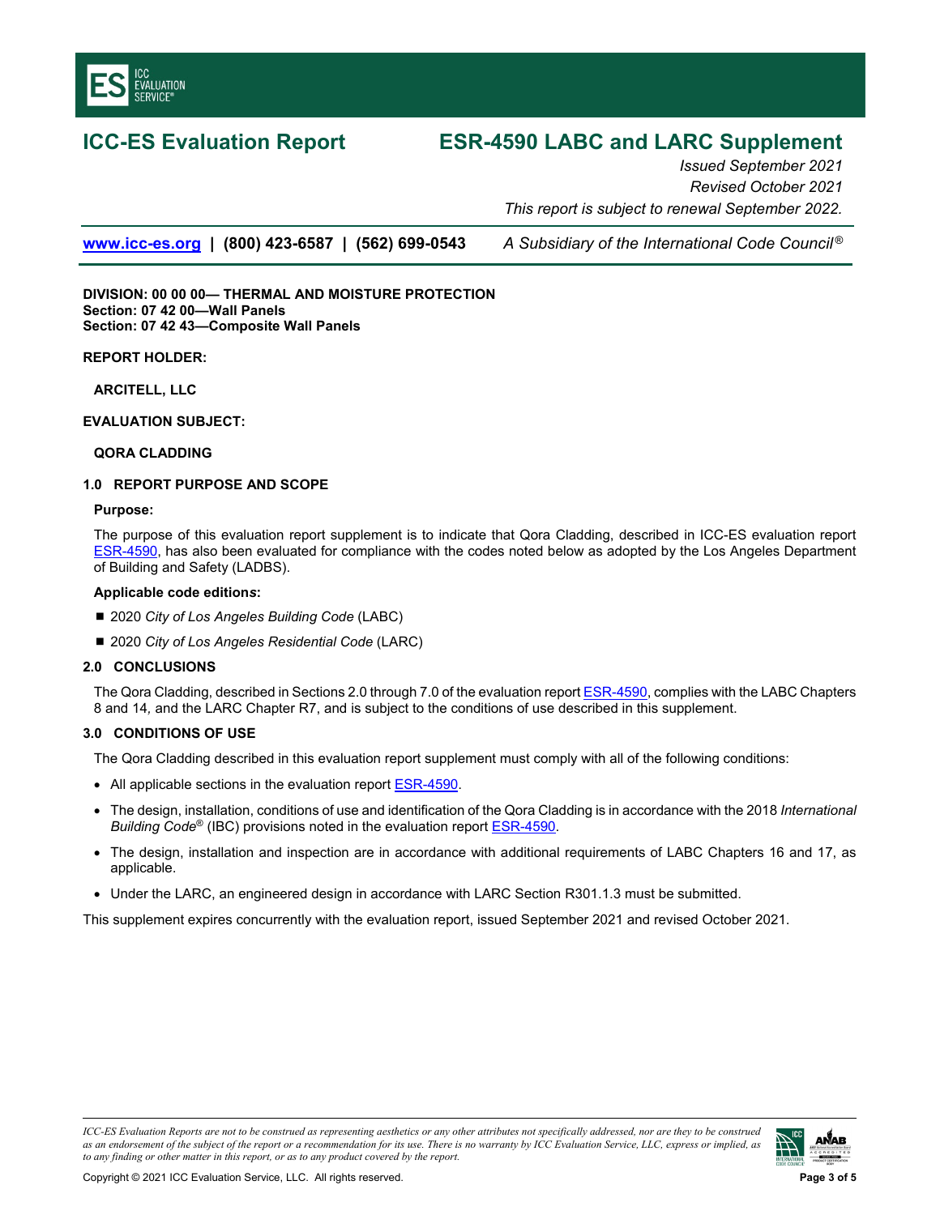# ICC-ES Evaluation Report

# ESR-4590 LABC and LARC Supplement

*Issued September 2021*
*Revised October 2021*
*This report is subject to renewal September 2022.*

www.icc-es.org | (800) 423-6587 | (562) 699-0543 *A Subsidiary of the International Code Council®*

**DIVISION: 00 00 00— THERMAL AND MOISTURE PROTECTION**
**Section: 07 42 00—Wall Panels**
**Section: 07 42 43—Composite Wall Panels**

**REPORT HOLDER:**

**ARCITELL, LLC**

**EVALUATION SUBJECT:**

**QORA CLADDING**

## 1.0 REPORT PURPOSE AND SCOPE

**Purpose:**

The purpose of this evaluation report supplement is to indicate that Qora Cladding, described in ICC-ES evaluation report ESR-4590, has also been evaluated for compliance with the codes noted below as adopted by the Los Angeles Department of Building and Safety (LADBS).

**Applicable code editions:**

- 2020 *City of Los Angeles Building Code* (LABC)
- 2020 *City of Los Angeles Residential Code* (LARC)

## 2.0 CONCLUSIONS

The Qora Cladding, described in Sections 2.0 through 7.0 of the evaluation report ESR-4590, complies with the LABC Chapters 8 and 14, and the LARC Chapter R7, and is subject to the conditions of use described in this supplement.

## 3.0 CONDITIONS OF USE

The Qora Cladding described in this evaluation report supplement must comply with all of the following conditions:

- All applicable sections in the evaluation report ESR-4590.
- The design, installation, conditions of use and identification of the Qora Cladding is in accordance with the 2018 *International Building Code®* (IBC) provisions noted in the evaluation report ESR-4590.
- The design, installation and inspection are in accordance with additional requirements of LABC Chapters 16 and 17, as applicable.
- Under the LARC, an engineered design in accordance with LARC Section R301.1.3 must be submitted.

This supplement expires concurrently with the evaluation report, issued September 2021 and revised October 2021.

*ICC-ES Evaluation Reports are not to be construed as representing aesthetics or any other attributes not specifically addressed, nor are they to be construed as an endorsement of the subject of the report or a recommendation for its use. There is no warranty by ICC Evaluation Service, LLC, express or implied, as to any finding or other matter in this report, or as to any product covered by the report.*

Copyright © 2021 ICC Evaluation Service, LLC. All rights reserved.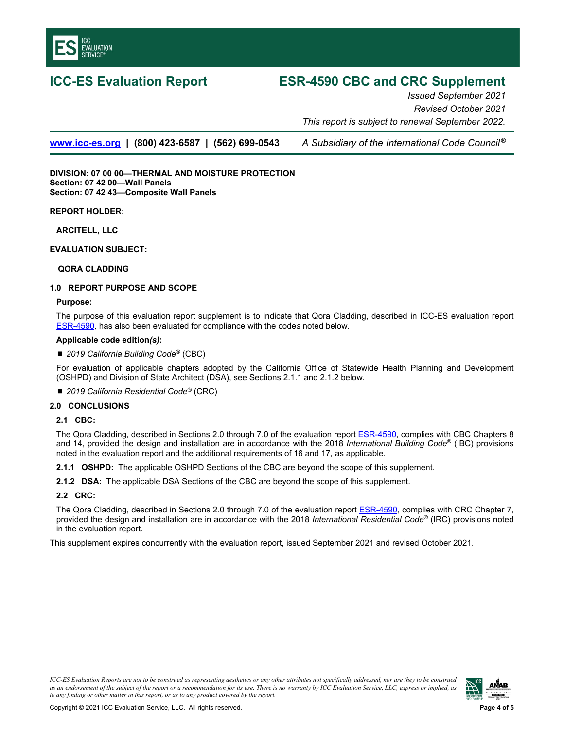# ICC-ES Evaluation Report

# ESR-4590 CBC and CRC Supplement

*Issued September 2021*
*Revised October 2021*
*This report is subject to renewal September 2022.*

www.icc-es.org | (800) 423-6587 | (562) 699-0543 *A Subsidiary of the International Code Council®*

**DIVISION: 07 00 00—THERMAL AND MOISTURE PROTECTION**
**Section: 07 42 00—Wall Panels**
**Section: 07 42 43—Composite Wall Panels**

**REPORT HOLDER:**

**ARCITELL, LLC**

**EVALUATION SUBJECT:**

**QORA CLADDING**

## 1.0 REPORT PURPOSE AND SCOPE

**Purpose:**

The purpose of this evaluation report supplement is to indicate that Qora Cladding, described in ICC-ES evaluation report ESR-4590, has also been evaluated for compliance with the code*s* noted below.

**Applicable code edition*(s)*:**

- *2019 California Building Code®* (CBC)

For evaluation of applicable chapters adopted by the California Office of Statewide Health Planning and Development (OSHPD) and Division of State Architect (DSA), see Sections 2.1.1 and 2.1.2 below.

- *2019 California Residential Code®* (CRC)

## 2.0 CONCLUSIONS

### 2.1 CBC:

The Qora Cladding, described in Sections 2.0 through 7.0 of the evaluation report ESR-4590, complies with CBC Chapters 8 and 14, provided the design and installation are in accordance with the 2018 *International Building Code®* (IBC) provisions noted in the evaluation report and the additional requirements of 16 and 17, as applicable.

**2.1.1 OSHPD:** The applicable OSHPD Sections of the CBC are beyond the scope of this supplement.

**2.1.2 DSA:** The applicable DSA Sections of the CBC are beyond the scope of this supplement.

### 2.2 CRC:

The Qora Cladding, described in Sections 2.0 through 7.0 of the evaluation report ESR-4590, complies with CRC Chapter 7, provided the design and installation are in accordance with the 2018 *International Residential Code®* (IRC) provisions noted in the evaluation report.

This supplement expires concurrently with the evaluation report, issued September 2021 and revised October 2021.

*ICC-ES Evaluation Reports are not to be construed as representing aesthetics or any other attributes not specifically addressed, nor are they to be construed as an endorsement of the subject of the report or a recommendation for its use. There is no warranty by ICC Evaluation Service, LLC, express or implied, as to any finding or other matter in this report, or as to any product covered by the report.*

Copyright © 2021 ICC Evaluation Service, LLC. All rights reserved.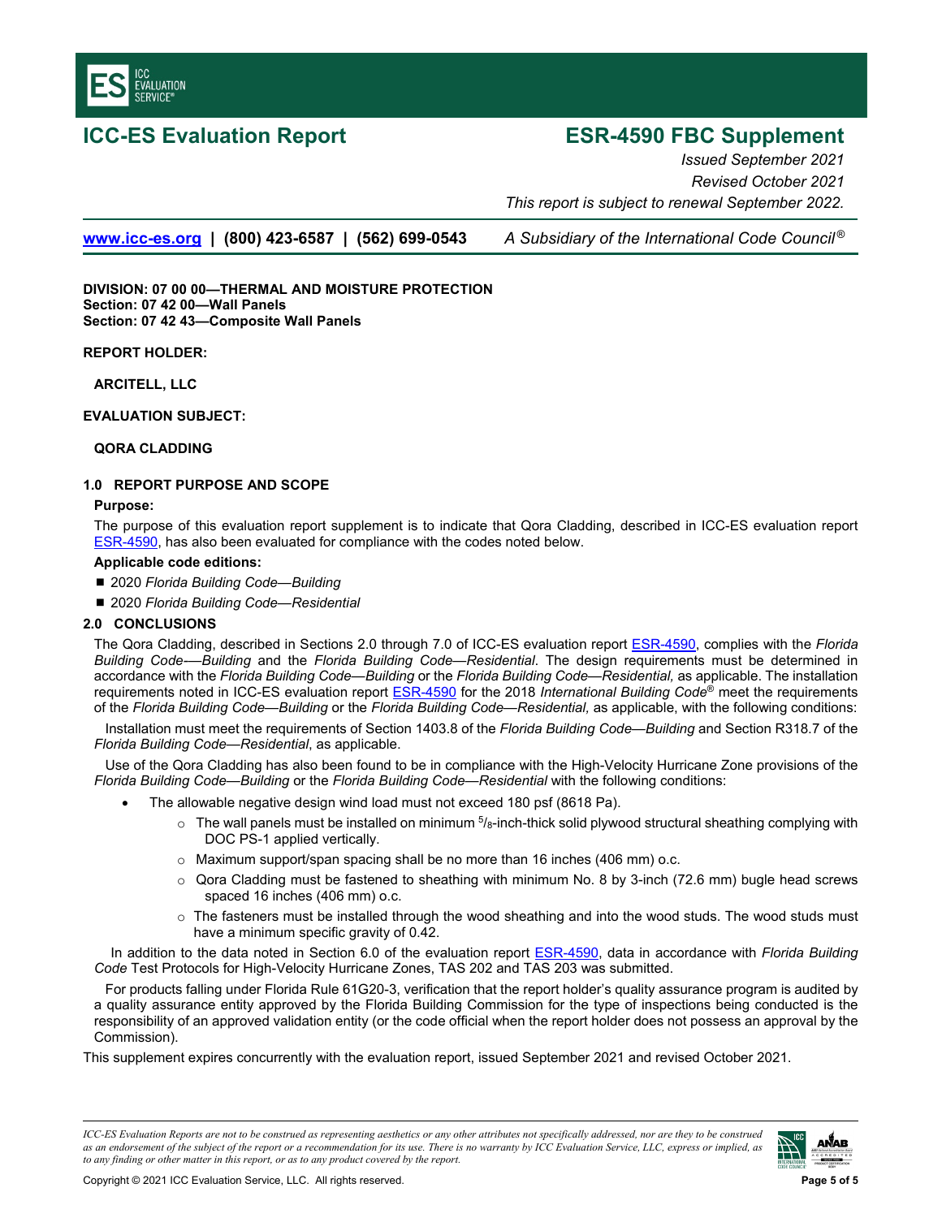# ICC-ES Evaluation Report

# ESR-4590 FBC Supplement

*Issued September 2021*
*Revised October 2021*
*This report is subject to renewal September 2022.*

**www.icc-es.org | (800) 423-6587 | (562) 699-0543** *A Subsidiary of the International Code Council®*

**DIVISION: 07 00 00—THERMAL AND MOISTURE PROTECTION**
**Section: 07 42 00—Wall Panels**
**Section: 07 42 43—Composite Wall Panels**

**REPORT HOLDER:**

**ARCITELL, LLC**

**EVALUATION SUBJECT:**

**QORA CLADDING**

## 1.0 REPORT PURPOSE AND SCOPE

**Purpose:**

The purpose of this evaluation report supplement is to indicate that Qora Cladding, described in ICC-ES evaluation report ESR-4590, has also been evaluated for compliance with the codes noted below.

**Applicable code editions:**

- 2020 *Florida Building Code—Building*
- 2020 *Florida Building Code—Residential*

## 2.0 CONCLUSIONS

The Qora Cladding, described in Sections 2.0 through 7.0 of ICC-ES evaluation report ESR-4590, complies with the *Florida Building Code—-Building* and the *Florida Building Code—Residential*. The design requirements must be determined in accordance with the *Florida Building Code—Building* or the *Florida Building Code—Residential,* as applicable. The installation requirements noted in ICC-ES evaluation report ESR-4590 for the 2018 *International Building Code®* meet the requirements of the *Florida Building Code—Building* or the *Florida Building Code—Residential,* as applicable, with the following conditions:

Installation must meet the requirements of Section 1403.8 of the *Florida Building Code—Building* and Section R318.7 of the *Florida Building Code—Residential*, as applicable.

Use of the Qora Cladding has also been found to be in compliance with the High-Velocity Hurricane Zone provisions of the *Florida Building Code—Building* or the *Florida Building Code—Residential* with the following conditions:

- The allowable negative design wind load must not exceed 180 psf (8618 Pa).
  - The wall panels must be installed on minimum $^5/_8$-inch-thick solid plywood structural sheathing complying with DOC PS-1 applied vertically.
  - Maximum support/span spacing shall be no more than 16 inches (406 mm) o.c.
  - Qora Cladding must be fastened to sheathing with minimum No. 8 by 3-inch (72.6 mm) bugle head screws spaced 16 inches (406 mm) o.c.
  - The fasteners must be installed through the wood sheathing and into the wood studs. The wood studs must have a minimum specific gravity of 0.42.

In addition to the data noted in Section 6.0 of the evaluation report ESR-4590, data in accordance with *Florida Building Code* Test Protocols for High-Velocity Hurricane Zones, TAS 202 and TAS 203 was submitted.

For products falling under Florida Rule 61G20-3, verification that the report holder's quality assurance program is audited by a quality assurance entity approved by the Florida Building Commission for the type of inspections being conducted is the responsibility of an approved validation entity (or the code official when the report holder does not possess an approval by the Commission).

This supplement expires concurrently with the evaluation report, issued September 2021 and revised October 2021.

*ICC-ES Evaluation Reports are not to be construed as representing aesthetics or any other attributes not specifically addressed, nor are they to be construed as an endorsement of the subject of the report or a recommendation for its use. There is no warranty by ICC Evaluation Service, LLC, express or implied, as to any finding or other matter in this report, or as to any product covered by the report.*

Copyright © 2021 ICC Evaluation Service, LLC. All rights reserved.